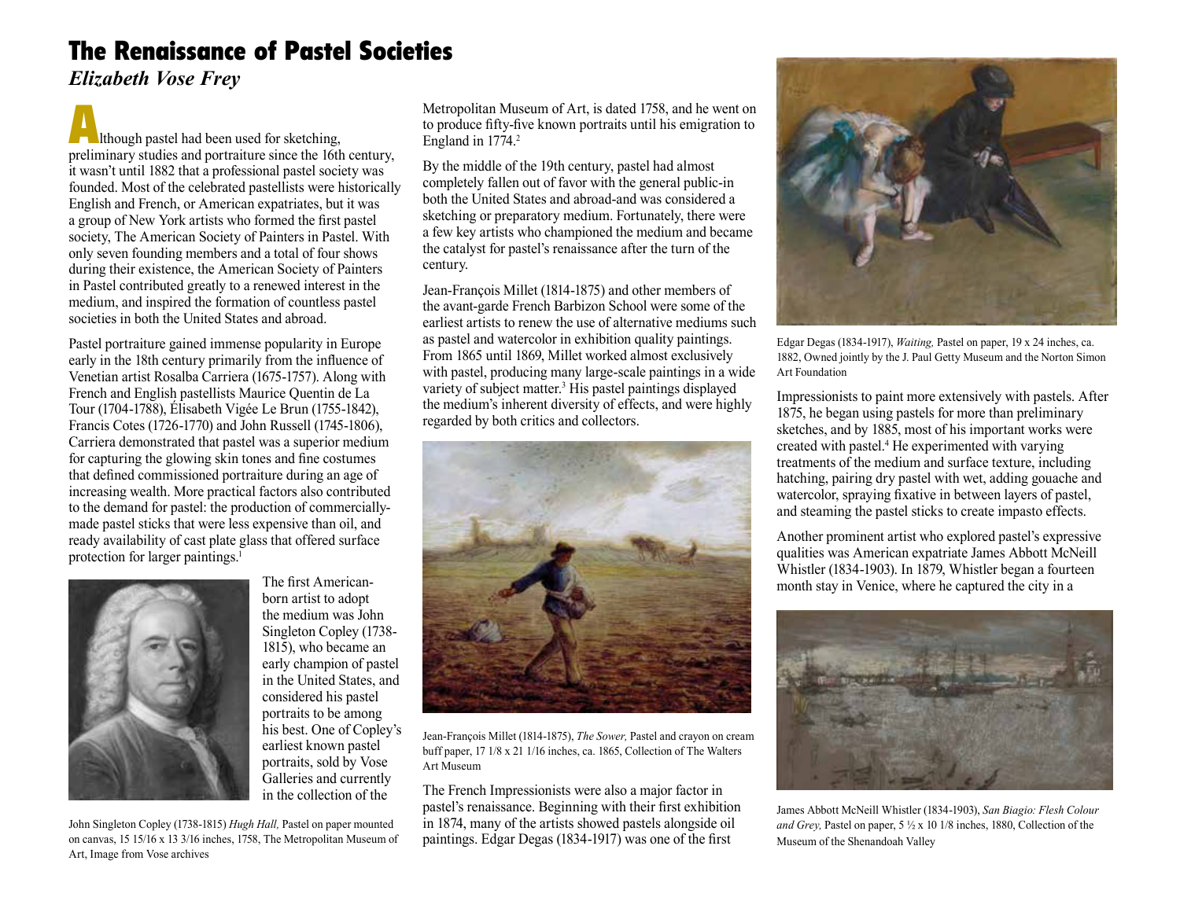# The Renaissance of Pastel Societies

*Elizabeth Vose Frey*

Although pastel had been used for sketching, preliminary studies and portraiture since the 16th century, it wasn't until 1882 that a professional pastel society was founded. Most of the celebrated pastellists were historically English and French, or American expatriates, but it was a group of New York artists who formed the first pastel society, The American Society of Painters in Pastel. With only seven founding members and a total of four shows during their existence, the American Society of Painters in Pastel contributed greatly to a renewed interest in the medium, and inspired the formation of countless pastel societies in both the United States and abroad.

Pastel portraiture gained immense popularity in Europe early in the 18th century primarily from the influence of Venetian artist Rosalba Carriera (1675-1757). Along with French and English pastellists Maurice Quentin de La Tour (1704-1788), Élisabeth Vigée Le Brun (1755-1842), Francis Cotes (1726-1770) and John Russell (1745-1806), Carriera demonstrated that pastel was a superior medium for capturing the glowing skin tones and fine costumes that defined commissioned portraiture during an age of increasing wealth. More practical factors also contributed to the demand for pastel: the production of commercially-made pastel sticks that were less expensive than oil, and ready availability of cast plate glass that offered surface protection for larger paintings.[1]

The first American-born artist to adopt the medium was John Singleton Copley (1738-1815), who became an early champion of pastel in the United States, and considered his pastel portraits to be among his best. One of Copley's earliest known pastel portraits, sold by Vose Galleries and currently in the collection of the Metropolitan Museum of Art, is dated 1758, and he went on to produce fifty-five known portraits until his emigration to England in 1774.[2]

John Singleton Copley (1738-1815) *Hugh Hall,* Pastel on paper mounted on canvas, 15 15/16 x 13 3/16 inches, 1758, The Metropolitan Museum of Art, Image from Vose archives

By the middle of the 19th century, pastel had almost completely fallen out of favor with the general public-in both the United States and abroad-and was considered a sketching or preparatory medium. Fortunately, there were a few key artists who championed the medium and became the catalyst for pastel's renaissance after the turn of the century.

Jean-François Millet (1814-1875) and other members of the avant-garde French Barbizon School were some of the earliest artists to renew the use of alternative mediums such as pastel and watercolor in exhibition quality paintings. From 1865 until 1869, Millet worked almost exclusively with pastel, producing many large-scale paintings in a wide variety of subject matter.[3] His pastel paintings displayed the medium's inherent diversity of effects, and were highly regarded by both critics and collectors.

Jean-François Millet (1814-1875), *The Sower,* Pastel and crayon on cream buff paper, 17 1/8 x 21 1/16 inches, ca. 1865, Collection of The Walters Art Museum

The French Impressionists were also a major factor in pastel's renaissance. Beginning with their first exhibition in 1874, many of the artists showed pastels alongside oil paintings. Edgar Degas (1834-1917) was one of the first Impressionists to paint more extensively with pastels. After 1875, he began using pastels for more than preliminary sketches, and by 1885, most of his important works were created with pastel.[4] He experimented with varying treatments of the medium and surface texture, including hatching, pairing dry pastel with wet, adding gouache and watercolor, spraying fixative in between layers of pastel, and steaming the pastel sticks to create impasto effects.

Edgar Degas (1834-1917), *Waiting,* Pastel on paper, 19 x 24 inches, ca. 1882, Owned jointly by the J. Paul Getty Museum and the Norton Simon Art Foundation

Another prominent artist who explored pastel's expressive qualities was American expatriate James Abbott McNeill Whistler (1834-1903). In 1879, Whistler began a fourteen month stay in Venice, where he captured the city in a

James Abbott McNeill Whistler (1834-1903), *San Biagio: Flesh Colour and Grey,* Pastel on paper, 5 ½ x 10 1/8 inches, 1880, Collection of the Museum of the Shenandoah Valley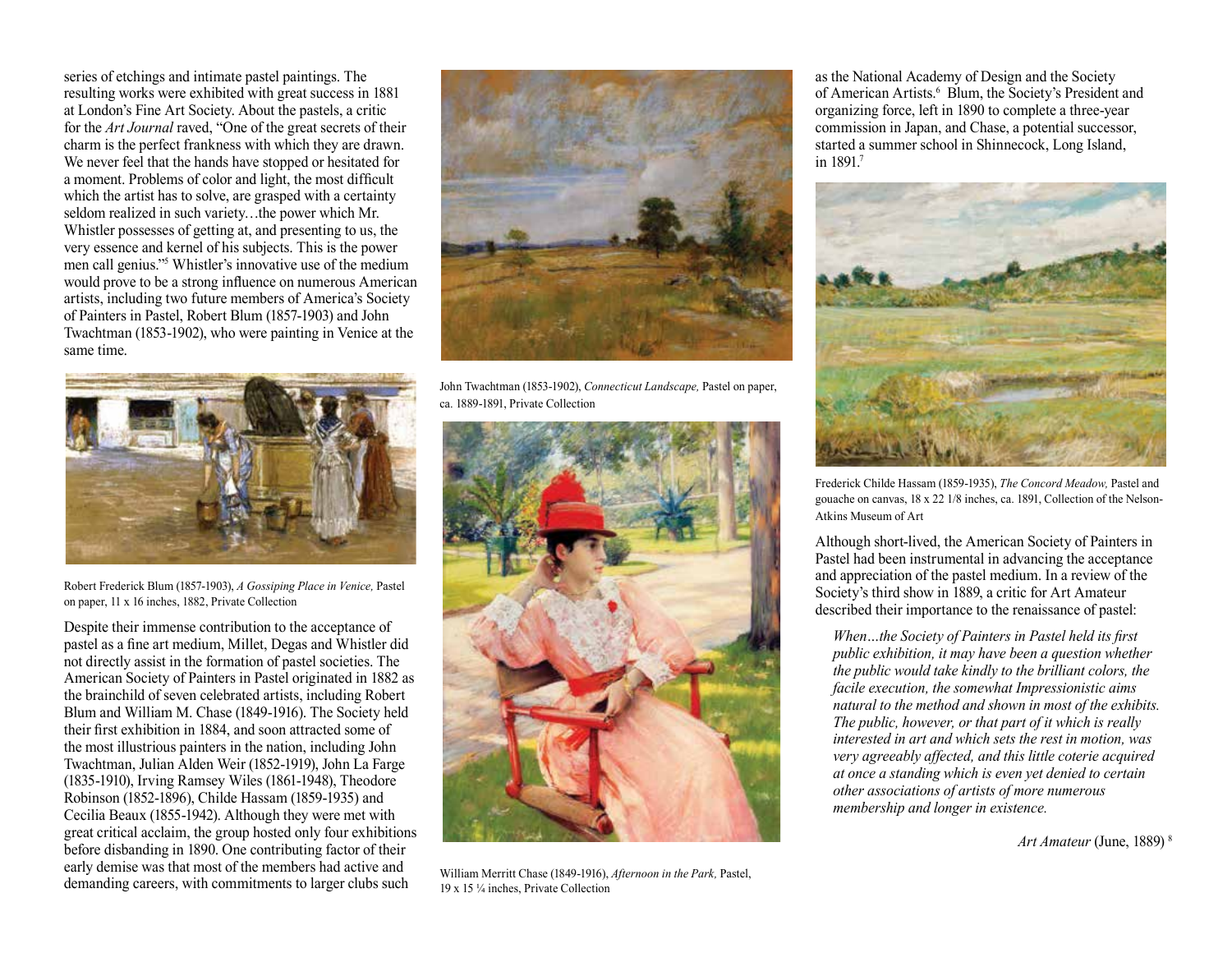series of etchings and intimate pastel paintings. The resulting works were exhibited with great success in 1881 at London's Fine Art Society. About the pastels, a critic for the *Art Journal* raved, "One of the great secrets of their charm is the perfect frankness with which they are drawn. We never feel that the hands have stopped or hesitated for a moment. Problems of color and light, the most difficult which the artist has to solve, are grasped with a certainty seldom realized in such variety…the power which Mr. Whistler possesses of getting at, and presenting to us, the very essence and kernel of his subjects. This is the power men call genius."[5] Whistler's innovative use of the medium would prove to be a strong influence on numerous American artists, including two future members of America's Society of Painters in Pastel, Robert Blum (1857-1903) and John Twachtman (1853-1902), who were painting in Venice at the same time.

Robert Frederick Blum (1857-1903), *A Gossiping Place in Venice,* Pastel on paper, 11 x 16 inches, 1882, Private Collection

Despite their immense contribution to the acceptance of pastel as a fine art medium, Millet, Degas and Whistler did not directly assist in the formation of pastel societies. The American Society of Painters in Pastel originated in 1882 as the brainchild of seven celebrated artists, including Robert Blum and William M. Chase (1849-1916). The Society held their first exhibition in 1884, and soon attracted some of the most illustrious painters in the nation, including John Twachtman, Julian Alden Weir (1852-1919), John La Farge (1835-1910), Irving Ramsey Wiles (1861-1948), Theodore Robinson (1852-1896), Childe Hassam (1859-1935) and Cecilia Beaux (1855-1942). Although they were met with great critical acclaim, the group hosted only four exhibitions before disbanding in 1890. One contributing factor of their early demise was that most of the members had active and demanding careers, with commitments to larger clubs such as the National Academy of Design and the Society of American Artists.[6] Blum, the Society's President and organizing force, left in 1890 to complete a three-year commission in Japan, and Chase, a potential successor, started a summer school in Shinnecock, Long Island, in 1891.[7]

John Twachtman (1853-1902), *Connecticut Landscape,* Pastel on paper, ca. 1889-1891, Private Collection

William Merritt Chase (1849-1916), *Afternoon in the Park,* Pastel, 19 x 15 ¼ inches, Private Collection

Frederick Childe Hassam (1859-1935), *The Concord Meadow,* Pastel and gouache on canvas, 18 x 22 1/8 inches, ca. 1891, Collection of the Nelson-Atkins Museum of Art

Although short-lived, the American Society of Painters in Pastel had been instrumental in advancing the acceptance and appreciation of the pastel medium. In a review of the Society's third show in 1889, a critic for Art Amateur described their importance to the renaissance of pastel:

> *When…the Society of Painters in Pastel held its first public exhibition, it may have been a question whether the public would take kindly to the brilliant colors, the facile execution, the somewhat Impressionistic aims natural to the method and shown in most of the exhibits. The public, however, or that part of it which is really interested in art and which sets the rest in motion, was very agreeably affected, and this little coterie acquired at once a standing which is even yet denied to certain other associations of artists of more numerous membership and longer in existence.*
>
> *Art Amateur* (June, 1889)[8]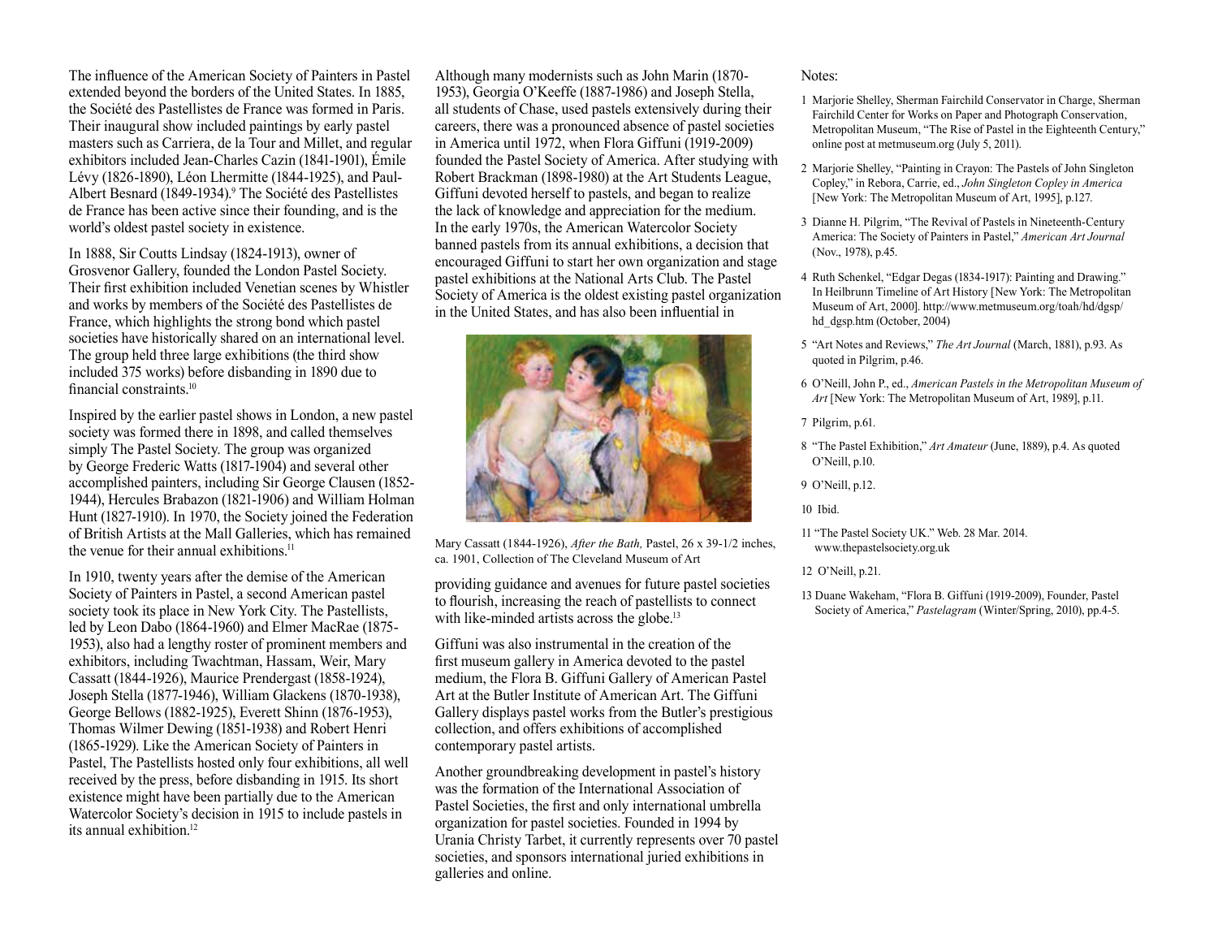The influence of the American Society of Painters in Pastel extended beyond the borders of the United States. In 1885, the Société des Pastellistes de France was formed in Paris. Their inaugural show included paintings by early pastel masters such as Carriera, de la Tour and Millet, and regular exhibitors included Jean-Charles Cazin (1841-1901), Émile Lévy (1826-1890), Léon Lhermitte (1844-1925), and Paul-Albert Besnard (1849-1934).[9] The Société des Pastellistes de France has been active since their founding, and is the world's oldest pastel society in existence.

In 1888, Sir Coutts Lindsay (1824-1913), owner of Grosvenor Gallery, founded the London Pastel Society. Their first exhibition included Venetian scenes by Whistler and works by members of the Société des Pastellistes de France, which highlights the strong bond which pastel societies have historically shared on an international level. The group held three large exhibitions (the third show included 375 works) before disbanding in 1890 due to financial constraints.[10]

Inspired by the earlier pastel shows in London, a new pastel society was formed there in 1898, and called themselves simply The Pastel Society. The group was organized by George Frederic Watts (1817-1904) and several other accomplished painters, including Sir George Clausen (1852-1944), Hercules Brabazon (1821-1906) and William Holman Hunt (1827-1910). In 1970, the Society joined the Federation of British Artists at the Mall Galleries, which has remained the venue for their annual exhibitions.[11]

In 1910, twenty years after the demise of the American Society of Painters in Pastel, a second American pastel society took its place in New York City. The Pastellists, led by Leon Dabo (1864-1960) and Elmer MacRae (1875-1953), also had a lengthy roster of prominent members and exhibitors, including Twachtman, Hassam, Weir, Mary Cassatt (1844-1926), Maurice Prendergast (1858-1924), Joseph Stella (1877-1946), William Glackens (1870-1938), George Bellows (1882-1925), Everett Shinn (1876-1953), Thomas Wilmer Dewing (1851-1938) and Robert Henri (1865-1929). Like the American Society of Painters in Pastel, The Pastellists hosted only four exhibitions, all well received by the press, before disbanding in 1915. Its short existence might have been partially due to the American Watercolor Society's decision in 1915 to include pastels in its annual exhibition.[12]

Although many modernists such as John Marin (1870-1953), Georgia O'Keeffe (1887-1986) and Joseph Stella, all students of Chase, used pastels extensively during their careers, there was a pronounced absence of pastel societies in America until 1972, when Flora Giffuni (1919-2009) founded the Pastel Society of America. After studying with Robert Brackman (1898-1980) at the Art Students League, Giffuni devoted herself to pastels, and began to realize the lack of knowledge and appreciation for the medium. In the early 1970s, the American Watercolor Society banned pastels from its annual exhibitions, a decision that encouraged Giffuni to start her own organization and stage pastel exhibitions at the National Arts Club. The Pastel Society of America is the oldest existing pastel organization in the United States, and has also been influential in providing guidance and avenues for future pastel societies to flourish, increasing the reach of pastellists to connect with like-minded artists across the globe.[13]

Mary Cassatt (1844-1926), *After the Bath,* Pastel, 26 x 39-1/2 inches, ca. 1901, Collection of The Cleveland Museum of Art

Giffuni was also instrumental in the creation of the first museum gallery in America devoted to the pastel medium, the Flora B. Giffuni Gallery of American Pastel Art at the Butler Institute of American Art. The Giffuni Gallery displays pastel works from the Butler's prestigious collection, and offers exhibitions of accomplished contemporary pastel artists.

Another groundbreaking development in pastel's history was the formation of the International Association of Pastel Societies, the first and only international umbrella organization for pastel societies. Founded in 1994 by Urania Christy Tarbet, it currently represents over 70 pastel societies, and sponsors international juried exhibitions in galleries and online.

Notes:

1 Marjorie Shelley, Sherman Fairchild Conservator in Charge, Sherman Fairchild Center for Works on Paper and Photograph Conservation, Metropolitan Museum, "The Rise of Pastel in the Eighteenth Century," online post at metmuseum.org (July 5, 2011).

2 Marjorie Shelley, "Painting in Crayon: The Pastels of John Singleton Copley," in Rebora, Carrie, ed., *John Singleton Copley in America* [New York: The Metropolitan Museum of Art, 1995], p.127.

3 Dianne H. Pilgrim, "The Revival of Pastels in Nineteenth-Century America: The Society of Painters in Pastel," *American Art Journal* (Nov., 1978), p.45.

4 Ruth Schenkel, "Edgar Degas (1834-1917): Painting and Drawing." In Heilbrunn Timeline of Art History [New York: The Metropolitan Museum of Art, 2000]. http://www.metmuseum.org/toah/hd/dgsp/hd_dgsp.htm (October, 2004)

5 "Art Notes and Reviews," *The Art Journal* (March, 1881), p.93. As quoted in Pilgrim, p.46.

6 O'Neill, John P., ed., *American Pastels in the Metropolitan Museum of Art* [New York: The Metropolitan Museum of Art, 1989], p.11.

7 Pilgrim, p.61.

8 "The Pastel Exhibition," *Art Amateur* (June, 1889), p.4. As quoted O'Neill, p.10.

9 O'Neill, p.12.

10 Ibid.

11 "The Pastel Society UK." Web. 28 Mar. 2014. www.thepastelsociety.org.uk

12 O'Neill, p.21.

13 Duane Wakeham, "Flora B. Giffuni (1919-2009), Founder, Pastel Society of America," *Pastelagram* (Winter/Spring, 2010), pp.4-5.